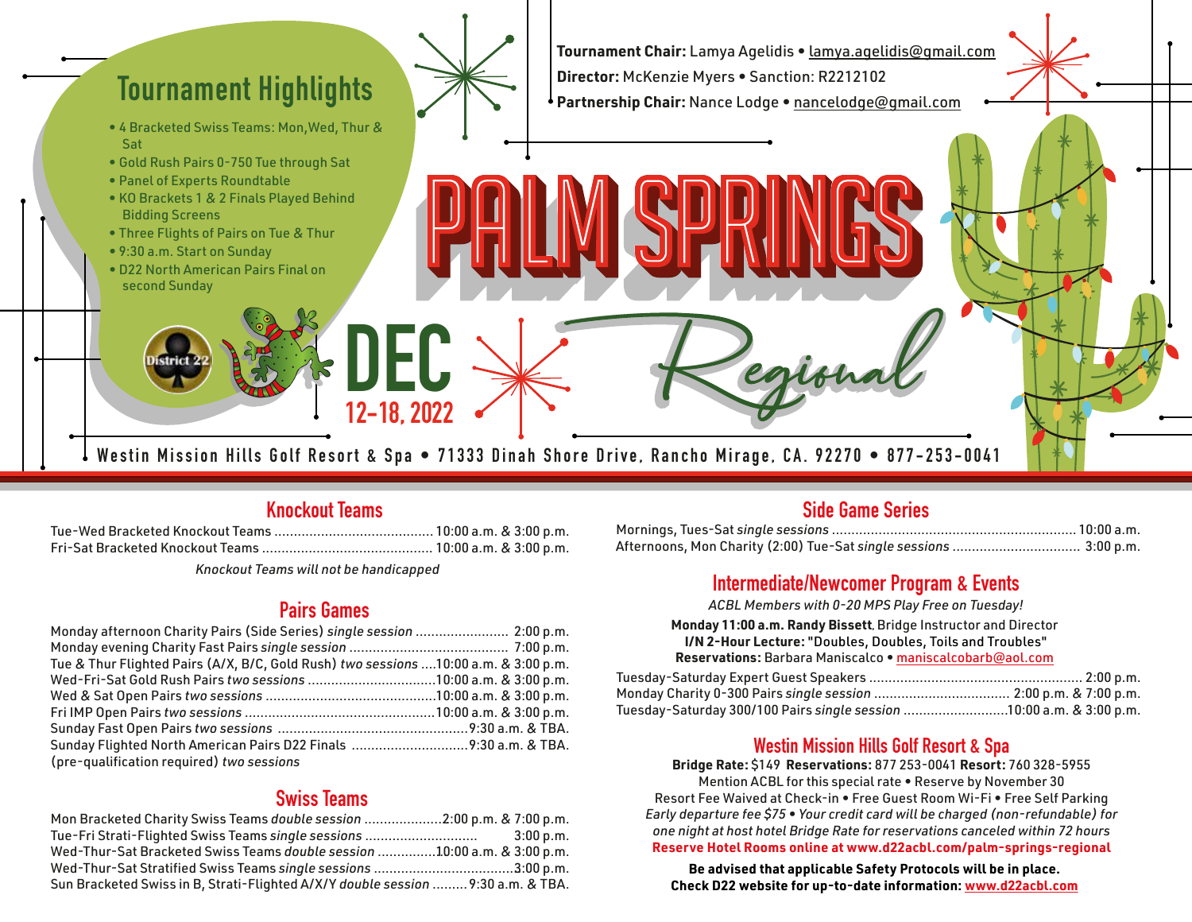# Palm Springs Regional

## DEC 12-18, 2022

## Tournament Highlights

- 4 Bracketed Swiss Teams: Mon, Wed, Thur & Sat
- Gold Rush Pairs 0-750 Tue through Sat
- Panel of Experts Roundtable
- KO Brackets 1 & 2 Finals Played Behind Bidding Screens
- Three Flights of Pairs on Tue & Thur
- 9:30 a.m. Start on Sunday
- D22 North American Pairs Final on second Sunday

District 22

**Tournament Chair:** Lamya Agelidis • lamya.agelidis@gmail.com
**Director:** McKenzie Myers • Sanction: R2212102
**Partnership Chair:** Nance Lodge • nancelodge@gmail.com

Westin Mission Hills Golf Resort & Spa • 71333 Dinah Shore Drive, Rancho Mirage, CA. 92270 • 877-253-0041

## Knockout Teams

Tue-Wed Bracketed Knockout Teams ......... 10:00 a.m. & 3:00 p.m.
Fri-Sat Bracketed Knockout Teams ......... 10:00 a.m. & 3:00 p.m.

*Knockout Teams will not be handicapped*

## Pairs Games

Monday afternoon Charity Pairs (Side Series) *single session* ......... 2:00 p.m.
Monday evening Charity Fast Pairs *single session* ......... 7:00 p.m.
Tue & Thur Flighted Pairs (A/X, B/C, Gold Rush) *two sessions* ....10:00 a.m. & 3:00 p.m.
Wed-Fri-Sat Gold Rush Pairs *two sessions* .........10:00 a.m. & 3:00 p.m.
Wed & Sat Open Pairs *two sessions* .........10:00 a.m. & 3:00 p.m.
Fri IMP Open Pairs *two sessions* .........10:00 a.m. & 3:00 p.m.
Sunday Fast Open Pairs *two sessions* .........9:30 a.m. & TBA.
Sunday Flighted North American Pairs D22 Finals .........9:30 a.m. & TBA.
(pre-qualification required) *two sessions*

## Swiss Teams

Mon Bracketed Charity Swiss Teams *double session* .........2:00 p.m. & 7:00 p.m.
Tue-Fri Strati-Flighted Swiss Teams *single sessions* ......... 3:00 p.m.
Wed-Thur-Sat Bracketed Swiss Teams *double session* .........10:00 a.m. & 3:00 p.m.
Wed-Thur-Sat Stratified Swiss Teams *single sessions* .........3:00 p.m.
Sun Bracketed Swiss in B, Strati-Flighted A/X/Y *double session* .........9:30 a.m. & TBA.

## Side Game Series

Mornings, Tues-Sat *single sessions* ......... 10:00 a.m.
Afternoons, Mon Charity (2:00) Tue-Sat *single sessions* ......... 3:00 p.m.

## Intermediate/Newcomer Program & Events

*ACBL Members with 0-20 MPS Play Free on Tuesday!*

**Monday 11:00 a.m. Randy Bissett**, Bridge Instructor and Director
**I/N 2-Hour Lecture:** "Doubles, Doubles, Toils and Troubles"
**Reservations:** Barbara Maniscalco • maniscalcobarb@aol.com

Tuesday-Saturday Expert Guest Speakers ......... 2:00 p.m.
Monday Charity 0-300 Pairs *single session* ......... 2:00 p.m. & 7:00 p.m.
Tuesday-Saturday 300/100 Pairs *single session* .........10:00 a.m. & 3:00 p.m.

## Westin Mission Hills Golf Resort & Spa

**Bridge Rate:** $149 **Reservations:** 877 253-0041 **Resort:** 760 328-5955
Mention ACBL for this special rate • Reserve by November 30
Resort Fee Waived at Check-in • Free Guest Room Wi-Fi • Free Self Parking
*Early departure fee $75 • Your credit card will be charged (non-refundable) for one night at host hotel Bridge Rate for reservations canceled within 72 hours*
**Reserve Hotel Rooms online at www.d22acbl.com/palm-springs-regional**

**Be advised that applicable Safety Protocols will be in place.**
**Check D22 website for up-to-date information: www.d22acbl.com**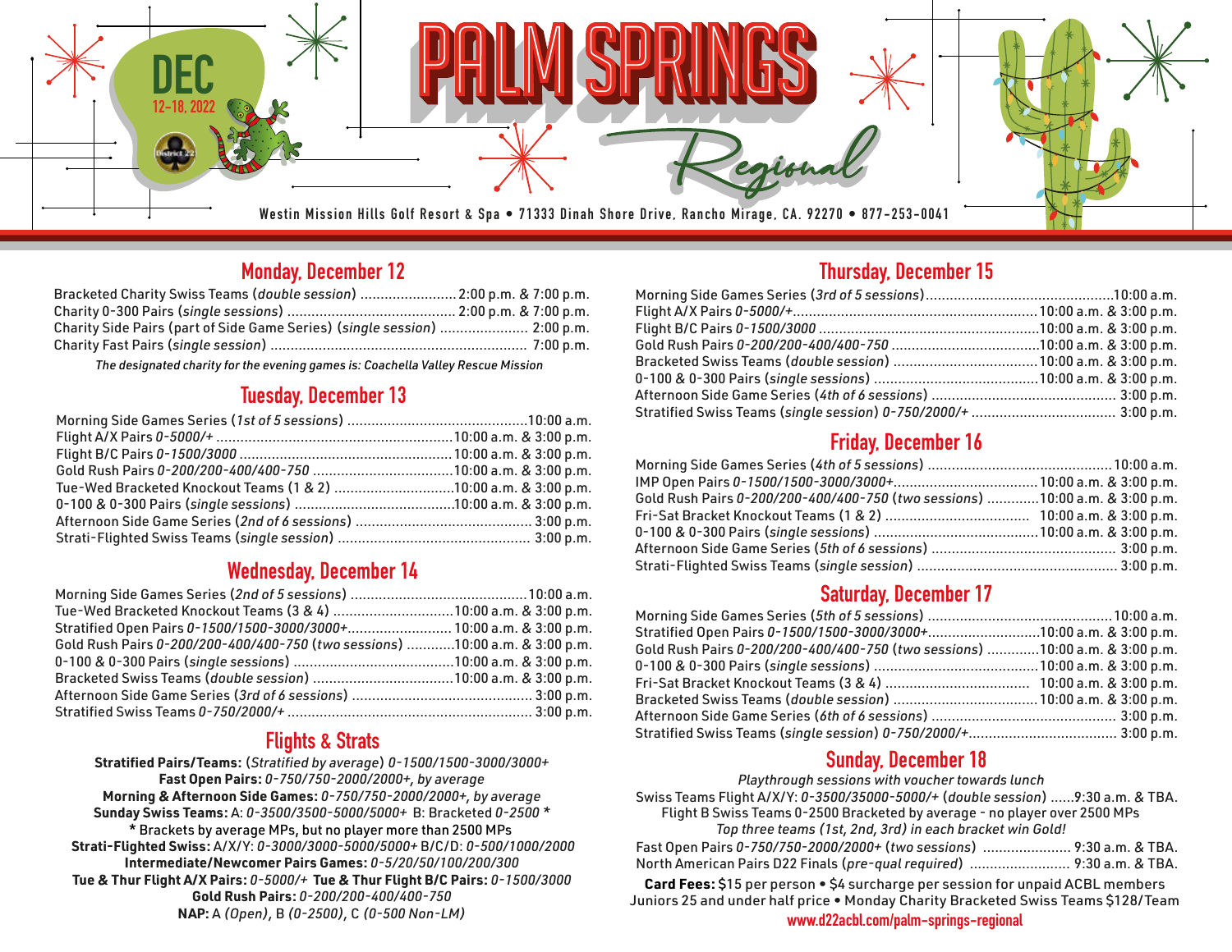# PALM SPRINGS Regional

DEC 12-18, 2022

Westin Mission Hills Golf Resort & Spa • 71333 Dinah Shore Drive, Rancho Mirage, CA. 92270 • 877-253-0041

## Monday, December 12

Bracketed Charity Swiss Teams (*double session*) ........................ 2:00 p.m. & 7:00 p.m.
Charity 0-300 Pairs (*single sessions*) .......................................... 2:00 p.m. & 7:00 p.m.
Charity Side Pairs (part of Side Game Series) (*single session*) ...................... 2:00 p.m.
Charity Fast Pairs (*single session*) ............................................................... 7:00 p.m.

*The designated charity for the evening games is: Coachella Valley Rescue Mission*

## Tuesday, December 13

Morning Side Games Series (*1st of 5 sessions*) .............................................10:00 a.m.
Flight A/X Pairs *0-5000/+* ..........................................................10:00 a.m. & 3:00 p.m.
Flight B/C Pairs *0-1500/3000* .....................................................10:00 a.m. & 3:00 p.m.
Gold Rush Pairs *0-200/200-400/400-750* ...................................10:00 a.m. & 3:00 p.m.
Tue-Wed Bracketed Knockout Teams (1 & 2) ..............................10:00 a.m. & 3:00 p.m.
0-100 & 0-300 Pairs (*single sessions*) ........................................10:00 a.m. & 3:00 p.m.
Afternoon Side Game Series (*2nd of 6 sessions*) ............................................ 3:00 p.m.
Strati-Flighted Swiss Teams (*single session*) ................................................ 3:00 p.m.

## Wednesday, December 14

Morning Side Games Series (*2nd of 5 sessions*) ............................................10:00 a.m.
Tue-Wed Bracketed Knockout Teams (3 & 4) ..............................10:00 a.m. & 3:00 p.m.
Stratified Open Pairs *0-1500/1500-3000/3000+*.......................... 10:00 a.m. & 3:00 p.m.
Gold Rush Pairs *0-200/200-400/400-750* (*two sessions*) ............10:00 a.m. & 3:00 p.m.
0-100 & 0-300 Pairs (*single sessions*) ........................................10:00 a.m. & 3:00 p.m.
Bracketed Swiss Teams (*double session*) ...................................10:00 a.m. & 3:00 p.m.
Afternoon Side Game Series (*3rd of 6 sessions*) ............................................. 3:00 p.m.
Stratified Swiss Teams *0-750/2000/+* ............................................................. 3:00 p.m.

## Flights & Strats

**Stratified Pairs/Teams:** (*Stratified by average*) *0-1500/1500-3000/3000+*
**Fast Open Pairs:** *0-750/750-2000/2000+, by average*
**Morning & Afternoon Side Games:** *0-750/750-2000/2000+, by average*
**Sunday Swiss Teams:** A: *0-3500/3500-5000/5000+* B: Bracketed *0-2500* *
* Brackets by average MPs, but no player more than 2500 MPs
**Strati-Flighted Swiss:** A/X/Y: *0-3000/3000-5000/5000+* B/C/D: *0-500/1000/2000*
**Intermediate/Newcomer Pairs Games:** *0-5/20/50/100/200/300*
**Tue & Thur Flight A/X Pairs:** *0-5000/+* **Tue & Thur Flight B/C Pairs:** *0-1500/3000*
**Gold Rush Pairs:** *0-200/200-400/400-750*
**NAP:** A *(Open)*, B *(0-2500)*, C *(0-500 Non-LM)*

## Thursday, December 15

Morning Side Games Series (*3rd of 5 sessions*)..............................................10:00 a.m.
Flight A/X Pairs *0-5000/+*...........................................................10:00 a.m. & 3:00 p.m.
Flight B/C Pairs *0-1500/3000* ......................................................10:00 a.m. & 3:00 p.m.
Gold Rush Pairs *0-200/200-400/400-750* ....................................10:00 a.m. & 3:00 p.m.
Bracketed Swiss Teams (*double session*) ....................................10:00 a.m. & 3:00 p.m.
0-100 & 0-300 Pairs (*single sessions*) .........................................10:00 a.m. & 3:00 p.m.
Afternoon Side Game Series (*4th of 6 sessions*) ............................................. 3:00 p.m.
Stratified Swiss Teams (*single session*) *0-750/2000/+* ................................... 3:00 p.m.

## Friday, December 16

Morning Side Games Series (*4th of 5 sessions*) .............................................10:00 a.m.
IMP Open Pairs *0-1500/1500-3000/3000+*...................................10:00 a.m. & 3:00 p.m.
Gold Rush Pairs *0-200/200-400/400-750* (*two sessions*) ............10:00 a.m. & 3:00 p.m.
Fri-Sat Bracket Knockout Teams (1 & 2) ................................... 10:00 a.m. & 3:00 p.m.
0-100 & 0-300 Pairs (*single sessions*) .........................................10:00 a.m. & 3:00 p.m.
Afternoon Side Game Series (*5th of 6 sessions*) ............................................. 3:00 p.m.
Strati-Flighted Swiss Teams (*single session*) ................................................. 3:00 p.m.

## Saturday, December 17

Morning Side Games Series (*5th of 5 sessions*) .............................................10:00 a.m.
Stratified Open Pairs *0-1500/1500-3000/3000+*............................10:00 a.m. & 3:00 p.m.
Gold Rush Pairs *0-200/200-400/400-750* (*two sessions*) ............10:00 a.m. & 3:00 p.m.
0-100 & 0-300 Pairs (*single sessions*) .........................................10:00 a.m. & 3:00 p.m.
Fri-Sat Bracket Knockout Teams (3 & 4) ................................... 10:00 a.m. & 3:00 p.m.
Bracketed Swiss Teams (*double session*) ....................................10:00 a.m. & 3:00 p.m.
Afternoon Side Game Series (*6th of 6 sessions*) ............................................. 3:00 p.m.
Stratified Swiss Teams (*single session*) *0-750/2000/+*..................................... 3:00 p.m.

## Sunday, December 18

*Playthrough sessions with voucher towards lunch*

Swiss Teams Flight A/X/Y: *0-3500/35000-5000/+* (*double session*) ......9:30 a.m. & TBA.
Flight B Swiss Teams 0-2500 Bracketed by average - no player over 2500 MPs
*Top three teams (1st, 2nd, 3rd) in each bracket win Gold!*
Fast Open Pairs *0-750/750-2000/2000+* (*two sessions*) ...................... 9:30 a.m. & TBA.
North American Pairs D22 Finals (*pre-qual required*) ......................... 9:30 a.m. & TBA.

**Card Fees:** $15 per person • $4 surcharge per session for unpaid ACBL members
Juniors 25 and under half price • Monday Charity Bracketed Swiss Teams $128/Team

www.d22acbl.com/palm-springs-regional